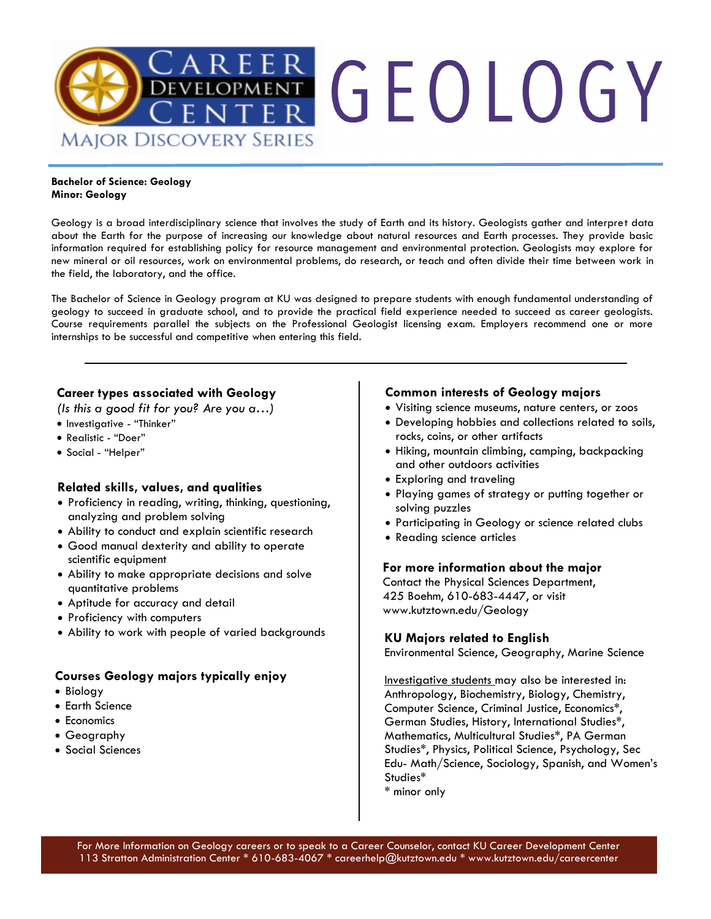# Career Development Center
## Major Discovery Series

# GEOLOGY

**Bachelor of Science: Geology**
**Minor: Geology**

Geology is a broad interdisciplinary science that involves the study of Earth and its history. Geologists gather and interpret data about the Earth for the purpose of increasing our knowledge about natural resources and Earth processes. They provide basic information required for establishing policy for resource management and environmental protection. Geologists may explore for new mineral or oil resources, work on environmental problems, do research, or teach and often divide their time between work in the field, the laboratory, and the office.

The Bachelor of Science in Geology program at KU was designed to prepare students with enough fundamental understanding of geology to succeed in graduate school, and to provide the practical field experience needed to succeed as career geologists. Course requirements parallel the subjects on the Professional Geologist licensing exam. Employers recommend one or more internships to be successful and competitive when entering this field.

---

### Career types associated with Geology

*(Is this a good fit for you? Are you a…)*

- Investigative - "Thinker"
- Realistic - "Doer"
- Social - "Helper"

### Related skills, values, and qualities

- Proficiency in reading, writing, thinking, questioning, analyzing and problem solving
- Ability to conduct and explain scientific research
- Good manual dexterity and ability to operate scientific equipment
- Ability to make appropriate decisions and solve quantitative problems
- Aptitude for accuracy and detail
- Proficiency with computers
- Ability to work with people of varied backgrounds

### Courses Geology majors typically enjoy

- Biology
- Earth Science
- Economics
- Geography
- Social Sciences

### Common interests of Geology majors

- Visiting science museums, nature centers, or zoos
- Developing hobbies and collections related to soils, rocks, coins, or other artifacts
- Hiking, mountain climbing, camping, backpacking and other outdoors activities
- Exploring and traveling
- Playing games of strategy or putting together or solving puzzles
- Participating in Geology or science related clubs
- Reading science articles

### For more information about the major

Contact the Physical Sciences Department,
425 Boehm, 610-683-4447, or visit
www.kutztown.edu/Geology

### KU Majors related to English

Environmental Science, Geography, Marine Science

Investigative students may also be interested in: Anthropology, Biochemistry, Biology, Chemistry, Computer Science, Criminal Justice, Economics*, German Studies, History, International Studies*, Mathematics, Multicultural Studies*, PA German Studies*, Physics, Political Science, Psychology, Sec Edu- Math/Science, Sociology, Spanish, and Women's Studies*

\* minor only

For More Information on Geology careers or to speak to a Career Counselor, contact KU Career Development Center
113 Stratton Administration Center * 610-683-4067 * careerhelp@kutztown.edu * www.kutztown.edu/careercenter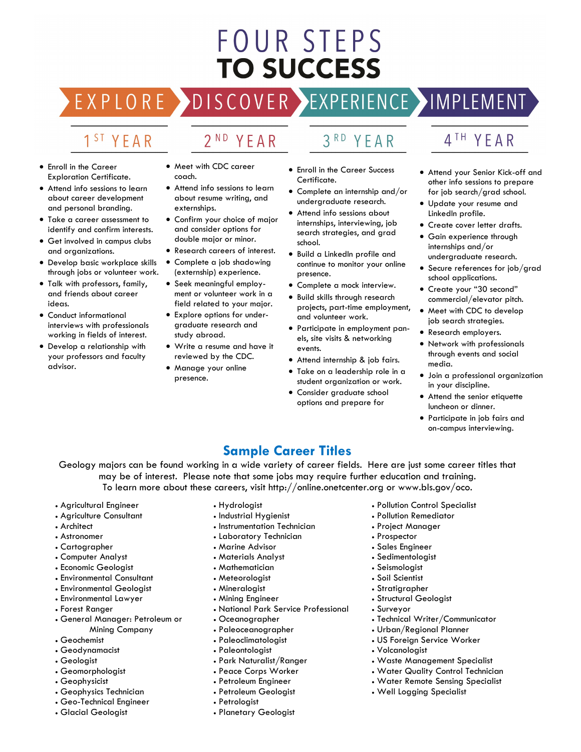# FOUR STEPS TO SUCCESS

EXPLORE › DISCOVER › EXPERIENCE › IMPLEMENT

## 1ST YEAR

- Enroll in the Career Exploration Certificate.
- Attend info sessions to learn about career development and personal branding.
- Take a career assessment to identify and confirm interests.
- Get involved in campus clubs and organizations.
- Develop basic workplace skills through jobs or volunteer work.
- Talk with professors, family, and friends about career ideas.
- Conduct informational interviews with professionals working in fields of interest.
- Develop a relationship with your professors and faculty advisor.

## 2ND YEAR

- Meet with CDC career coach.
- Attend info sessions to learn about resume writing, and externships.
- Confirm your choice of major and consider options for double major or minor.
- Research careers of interest.
- Complete a job shadowing (externship) experience.
- Seek meaningful employment or volunteer work in a field related to your major.
- Explore options for undergraduate research and study abroad.
- Write a resume and have it reviewed by the CDC.
- Manage your online presence.

## 3RD YEAR

- Enroll in the Career Success Certificate.
- Complete an internship and/or undergraduate research.
- Attend info sessions about internships, interviewing, job search strategies, and grad school.
- Build a LinkedIn profile and continue to monitor your online presence.
- Complete a mock interview.
- Build skills through research projects, part-time employment, and volunteer work.
- Participate in employment panels, site visits & networking events.
- Attend internship & job fairs.
- Take on a leadership role in a student organization or work.
- Consider graduate school options and prepare for

## 4TH YEAR

- Attend your Senior Kick-off and other info sessions to prepare for job search/grad school.
- Update your resume and LinkedIn profile.
- Create cover letter drafts.
- Gain experience through internships and/or undergraduate research.
- Secure references for job/grad school applications.
- Create your "30 second" commercial/elevator pitch.
- Meet with CDC to develop job search strategies.
- Research employers.
- Network with professionals through events and social media.
- Join a professional organization in your discipline.
- Attend the senior etiquette luncheon or dinner.
- Participate in job fairs and on-campus interviewing.

## Sample Career Titles

Geology majors can be found working in a wide variety of career fields. Here are just some career titles that may be of interest. Please note that some jobs may require further education and training. To learn more about these careers, visit http://online.onetcenter.org or www.bls.gov/oco.

- Agricultural Engineer
- Agriculture Consultant
- Architect
- Astronomer
- Cartographer
- Computer Analyst
- Economic Geologist
- Environmental Consultant
- Environmental Geologist
- Environmental Lawyer
- Forest Ranger
- General Manager: Petroleum or Mining Company
- Geochemist
- Geodynamacist
- Geologist
- Geomorphologist
- Geophysicist
- Geophysics Technician
- Geo-Technical Engineer
- Glacial Geologist
- Hydrologist
- Industrial Hygienist
- Instrumentation Technician
- Laboratory Technician
- Marine Advisor
- Materials Analyst
- Mathematician
- Meteorologist
- Mineralogist
- Mining Engineer
- National Park Service Professional
- Oceanographer
- Paleoceanographer
- Paleoclimatologist
- Paleontologist
- Park Naturalist/Ranger
- Peace Corps Worker
- Petroleum Engineer
- Petroleum Geologist
- Petrologist
- Planetary Geologist
- Pollution Control Specialist
- Pollution Remediator
- Project Manager
- Prospector
- Sales Engineer
- Sedimentologist
- Seismologist
- Soil Scientist
- Stratigrapher
- Structural Geologist
- Surveyor
- Technical Writer/Communicator
- Urban/Regional Planner
- US Foreign Service Worker
- Volcanologist
- Waste Management Specialist
- Water Quality Control Technician
- Water Remote Sensing Specialist
- Well Logging Specialist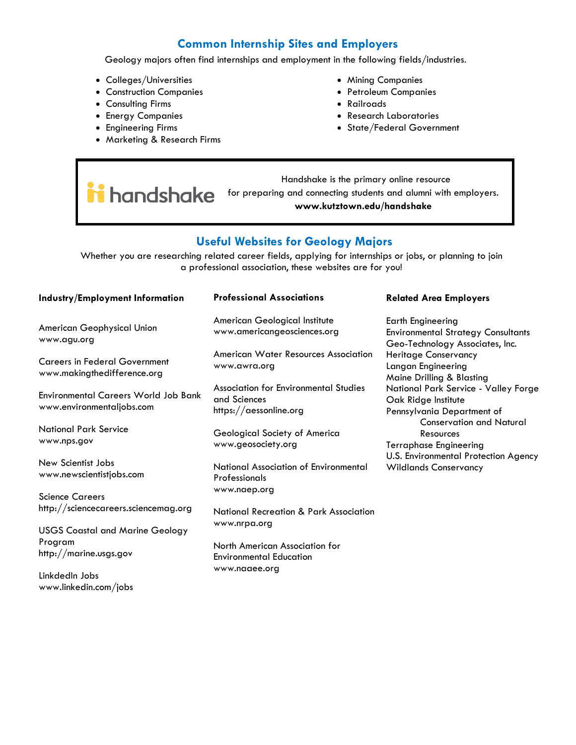## Common Internship Sites and Employers

Geology majors often find internships and employment in the following fields/industries.

- Colleges/Universities
- Construction Companies
- Consulting Firms
- Energy Companies
- Engineering Firms
- Marketing & Research Firms
- Mining Companies
- Petroleum Companies
- Railroads
- Research Laboratories
- State/Federal Government

handshake

Handshake is the primary online resource for preparing and connecting students and alumni with employers.
**www.kutztown.edu/handshake**

## Useful Websites for Geology Majors

Whether you are researching related career fields, applying for internships or jobs, or planning to join a professional association, these websites are for you!

### Industry/Employment Information

American Geophysical Union
www.agu.org

Careers in Federal Government
www.makingthedifference.org

Environmental Careers World Job Bank
www.environmentaljobs.com

National Park Service
www.nps.gov

New Scientist Jobs
www.newscientistjobs.com

Science Careers
http://sciencecareers.sciencemag.org

USGS Coastal and Marine Geology Program
http://marine.usgs.gov

LinkdedIn Jobs
www.linkedin.com/jobs

### Professional Associations

American Geological Institute
www.americangeosciences.org

American Water Resources Association
www.awra.org

Association for Environmental Studies and Sciences
https://aessonline.org

Geological Society of America
www.geosociety.org

National Association of Environmental Professionals
www.naep.org

National Recreation & Park Association
www.nrpa.org

North American Association for Environmental Education
www.naaee.org

### Related Area Employers

Earth Engineering
Environmental Strategy Consultants
Geo-Technology Associates, Inc.
Heritage Conservancy
Langan Engineering
Maine Drilling & Blasting
National Park Service - Valley Forge
Oak Ridge Institute
Pennsylvania Department of Conservation and Natural Resources
Terraphase Engineering
U.S. Environmental Protection Agency
Wildlands Conservancy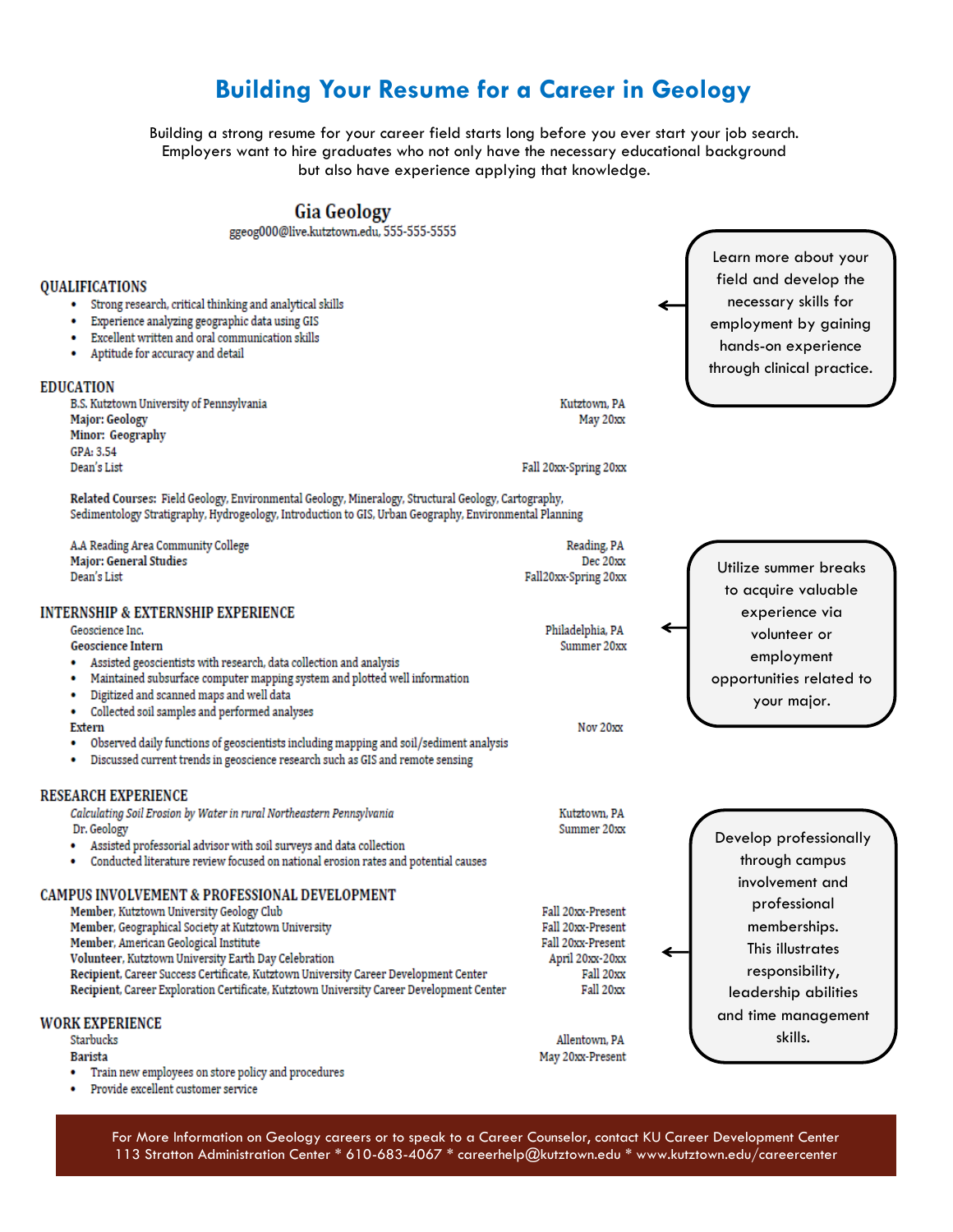# Building Your Resume for a Career in Geology

Building a strong resume for your career field starts long before you ever start your job search. Employers want to hire graduates who not only have the necessary educational background but also have experience applying that knowledge.

## Gia Geology

ggeog000@live.kutztown.edu, 555-555-5555

### QUALIFICATIONS

- Strong research, critical thinking and analytical skills
- Experience analyzing geographic data using GIS
- Excellent written and oral communication skills
- Aptitude for accuracy and detail

> Learn more about your field and develop the necessary skills for employment by gaining hands-on experience through clinical practice.

### EDUCATION

B.S. Kutztown University of Pennsylvania — Kutztown, PA
**Major: Geology** — May 20xx
**Minor: Geography**
GPA: 3.54
Dean's List — Fall 20xx-Spring 20xx

**Related Courses:** Field Geology, Environmental Geology, Mineralogy, Structural Geology, Cartography, Sedimentology Stratigraphy, Hydrogeology, Introduction to GIS, Urban Geography, Environmental Planning

A.A Reading Area Community College — Reading, PA
**Major: General Studies** — Dec 20xx
Dean's List — Fall20xx-Spring 20xx

### INTERNSHIP & EXTERNSHIP EXPERIENCE

Geoscience Inc. — Philadelphia, PA
**Geoscience Intern** — Summer 20xx

- Assisted geoscientists with research, data collection and analysis
- Maintained subsurface computer mapping system and plotted well information
- Digitized and scanned maps and well data
- Collected soil samples and performed analyses

**Extern** — Nov 20xx

- Observed daily functions of geoscientists including mapping and soil/sediment analysis
- Discussed current trends in geoscience research such as GIS and remote sensing

> Utilize summer breaks to acquire valuable experience via volunteer or employment opportunities related to your major.

### RESEARCH EXPERIENCE

*Calculating Soil Erosion by Water in rural Northeastern Pennsylvania* — Kutztown, PA
Dr. Geology — Summer 20xx

- Assisted professorial advisor with soil surveys and data collection
- Conducted literature review focused on national erosion rates and potential causes

### CAMPUS INVOLVEMENT & PROFESSIONAL DEVELOPMENT

**Member**, Kutztown University Geology Club — Fall 20xx-Present
**Member**, Geographical Society at Kutztown University — Fall 20xx-Present
**Member**, American Geological Institute — Fall 20xx-Present
**Volunteer**, Kutztown University Earth Day Celebration — April 20xx-20xx
**Recipient**, Career Success Certificate, Kutztown University Career Development Center — Fall 20xx
**Recipient**, Career Exploration Certificate, Kutztown University Career Development Center — Fall 20xx

> Develop professionally through campus involvement and professional memberships. This illustrates responsibility, leadership abilities and time management skills.

### WORK EXPERIENCE

Starbucks — Allentown, PA
**Barista** — May 20xx-Present

- Train new employees on store policy and procedures
- Provide excellent customer service

For More Information on Geology careers or to speak to a Career Counselor, contact KU Career Development Center
113 Stratton Administration Center * 610-683-4067 * careerhelp@kutztown.edu * www.kutztown.edu/careercenter